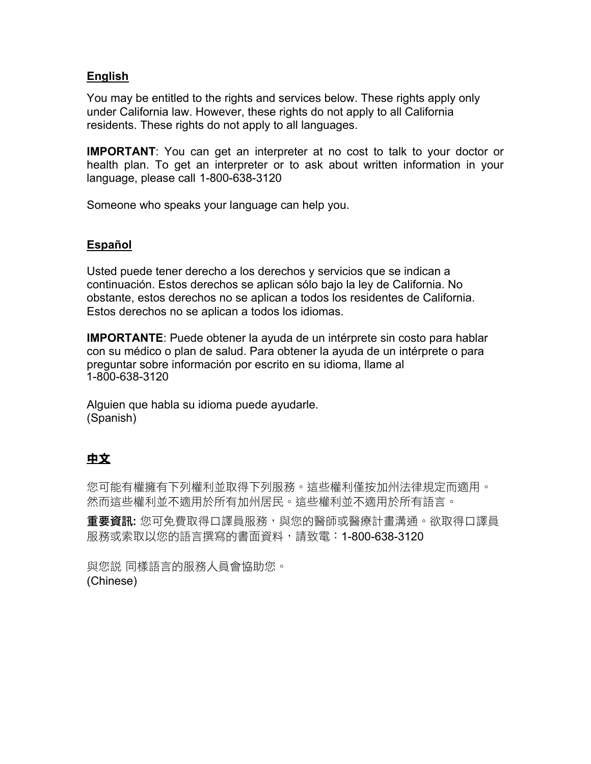**English**

You may be entitled to the rights and services below. These rights apply only under California law. However, these rights do not apply to all California residents. These rights do not apply to all languages.

**IMPORTANT**: You can get an interpreter at no cost to talk to your doctor or health plan. To get an interpreter or to ask about written information in your language, please call 1-800-638-3120

Someone who speaks your language can help you.

**Español**

Usted puede tener derecho a los derechos y servicios que se indican a continuación. Estos derechos se aplican sólo bajo la ley de California. No obstante, estos derechos no se aplican a todos los residentes de California. Estos derechos no se aplican a todos los idiomas.

**IMPORTANTE**: Puede obtener la ayuda de un intérprete sin costo para hablar con su médico o plan de salud. Para obtener la ayuda de un intérprete o para preguntar sobre información por escrito en su idioma, llame al 1-800-638-3120

Alguien que habla su idioma puede ayudarle.
(Spanish)

**中文**

您可能有權擁有下列權利並取得下列服務。這些權利僅按加州法律規定而適用。然而這些權利並不適用於所有加州居民。這些權利並不適用於所有語言。

**重要資訊:** 您可免費取得口譯員服務，與您的醫師或醫療計畫溝通。欲取得口譯員服務或索取以您的語言撰寫的書面資料，請致電：1-800-638-3120

與您說 同樣語言的服務人員會協助您。
(Chinese)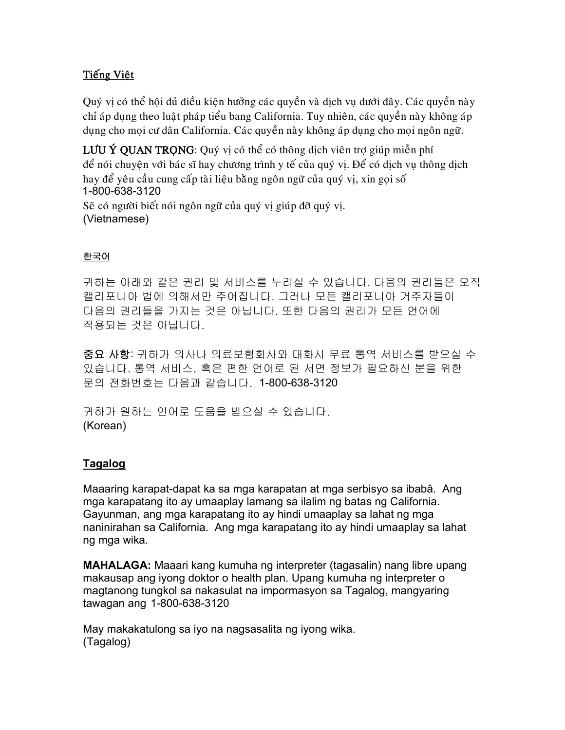Tiếng Việt

Quý vị có thể hội đủ điều kiện hưởng các quyền và dịch vụ dưới đây. Các quyền này chỉ áp dụng theo luật pháp tiểu bang California. Tuy nhiên, các quyền này không áp dụng cho mọi cư dân California. Các quyền này không áp dụng cho mọi ngôn ngữ.

**LƯU Ý QUAN TRỌNG**: Quý vị có thể có thông dịch viên trợ giúp miễn phí để nói chuyện với bác sĩ hay chương trình y tế của quý vị. Để có dịch vụ thông dịch hay để yêu cầu cung cấp tài liệu bằng ngôn ngữ của quý vị, xin gọi số 1-800-638-3120
Sẽ có người biết nói ngôn ngữ của quý vị giúp đỡ quý vị.
(Vietnamese)

한국어

귀하는 아래와 같은 권리 및 서비스를 누리실 수 있습니다. 다음의 권리들은 오직 캘리포니아 법에 의해서만 주어집니다. 그러나 모든 캘리포니아 거주자들이 다음의 권리들을 가지는 것은 아닙니다. 또한 다음의 권리가 모든 언어에 적용되는 것은 아닙니다.

**중요 사항**: 귀하가 의사나 의료보험회사와 대화시 무료 통역 서비스를 받으실 수 있습니다. 통역 서비스, 혹은 편한 언어로 된 서면 정보가 필요하신 분을 위한 문의 전화번호는 다음과 같습니다. 1-800-638-3120

귀하가 원하는 언어로 도움을 받으실 수 있습니다.
(Korean)

**Tagalog**

Maaaring karapat-dapat ka sa mga karapatan at mga serbisyo sa ibabâ. Ang mga karapatang ito ay umaaplay lamang sa ilalim ng batas ng California. Gayunman, ang mga karapatang ito ay hindi umaaplay sa lahat ng mga naninirahan sa California. Ang mga karapatang ito ay hindi umaaplay sa lahat ng mga wika.

**MAHALAGA:** Maaari kang kumuha ng interpreter (tagasalin) nang libre upang makausap ang iyong doktor o health plan. Upang kumuha ng interpreter o magtanong tungkol sa nakasulat na impormasyon sa Tagalog, mangyaring tawagan ang 1-800-638-3120

May makakatulong sa iyo na nagsasalita ng iyong wika.
(Tagalog)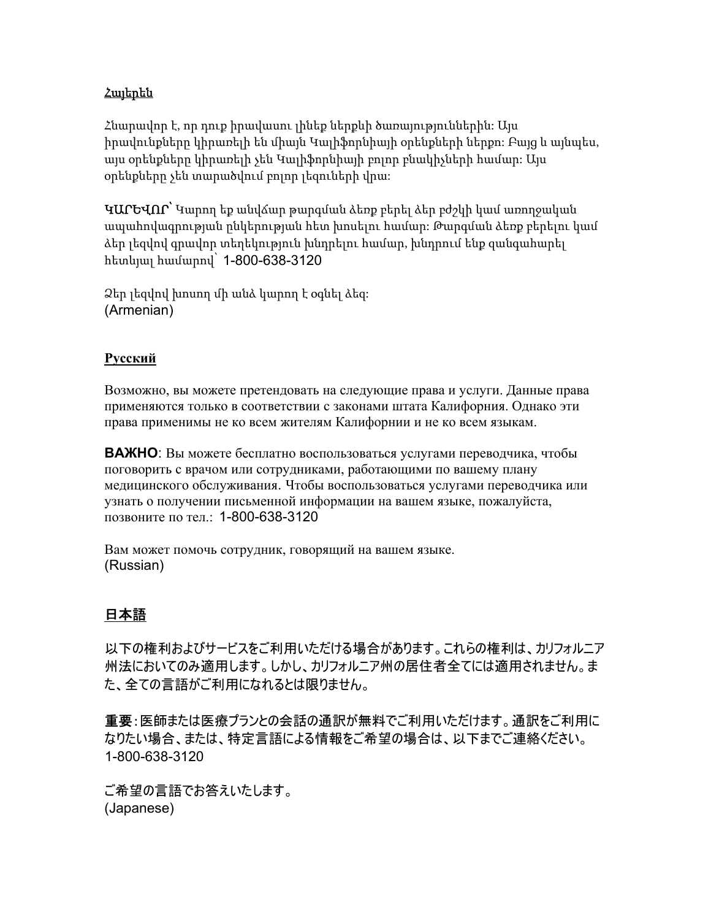## Հայերեն

Հնարավոր է, որ դուք իրավասու լինեք ներքևի ծառայություններին: Այս իրավունքները կիրառելի են միայն Կալիֆորնիայի օրենքների ներքո: Բայց և այնպես, այս օրենքները կիրառելի չեն Կալիֆորնիայի բոլոր բնակիչների համար: Այս օրենքները չեն տարածվում բոլոր լեզուների վրա:

**ԿԱՐԵՎՈՐ՝** Կարող եք անվճար թարգման ձեռք բերել ձեր բժշկի կամ առողջական ապահովագրության ընկերության հետ խոսելու համար: Թարգման ձեռք բերելու կամ ձեր լեզվով գրավոր տեղեկություն խնդրելու համար, խնդրում ենք զանգահարել հետևյալ համարով՝ 1-800-638-3120

Ձեր լեզվով խոսող մի անձ կարող է օգնել ձեզ:
(Armenian)

## Русский

Возможно, вы можете претендовать на следующие права и услуги. Данные права применяются только в соответствии с законами штата Калифорния. Однако эти права применимы не ко всем жителям Калифорнии и не ко всем языкам.

**ВАЖНО**: Вы можете бесплатно воспользоваться услугами переводчика, чтобы поговорить с врачом или сотрудниками, работающими по вашему плану медицинского обслуживания. Чтобы воспользоваться услугами переводчика или узнать о получении письменной информации на вашем языке, пожалуйста, позвоните по тел.: 1-800-638-3120

Вам может помочь сотрудник, говорящий на вашем языке.
(Russian)

## 日本語

以下の権利およびサービスをご利用いただける場合があります。これらの権利は、カリフォルニア州法においてのみ適用します。しかし、カリフォルニア州の居住者全てには適用されません。また、全ての言語がご利用になれるとは限りません。

**重要**：医師または医療プランとの会話の通訳が無料でご利用いただけます。通訳をご利用になりたい場合、または、特定言語による情報をご希望の場合は、以下までご連絡ください。
1-800-638-3120

ご希望の言語でお答えいたします。
(Japanese)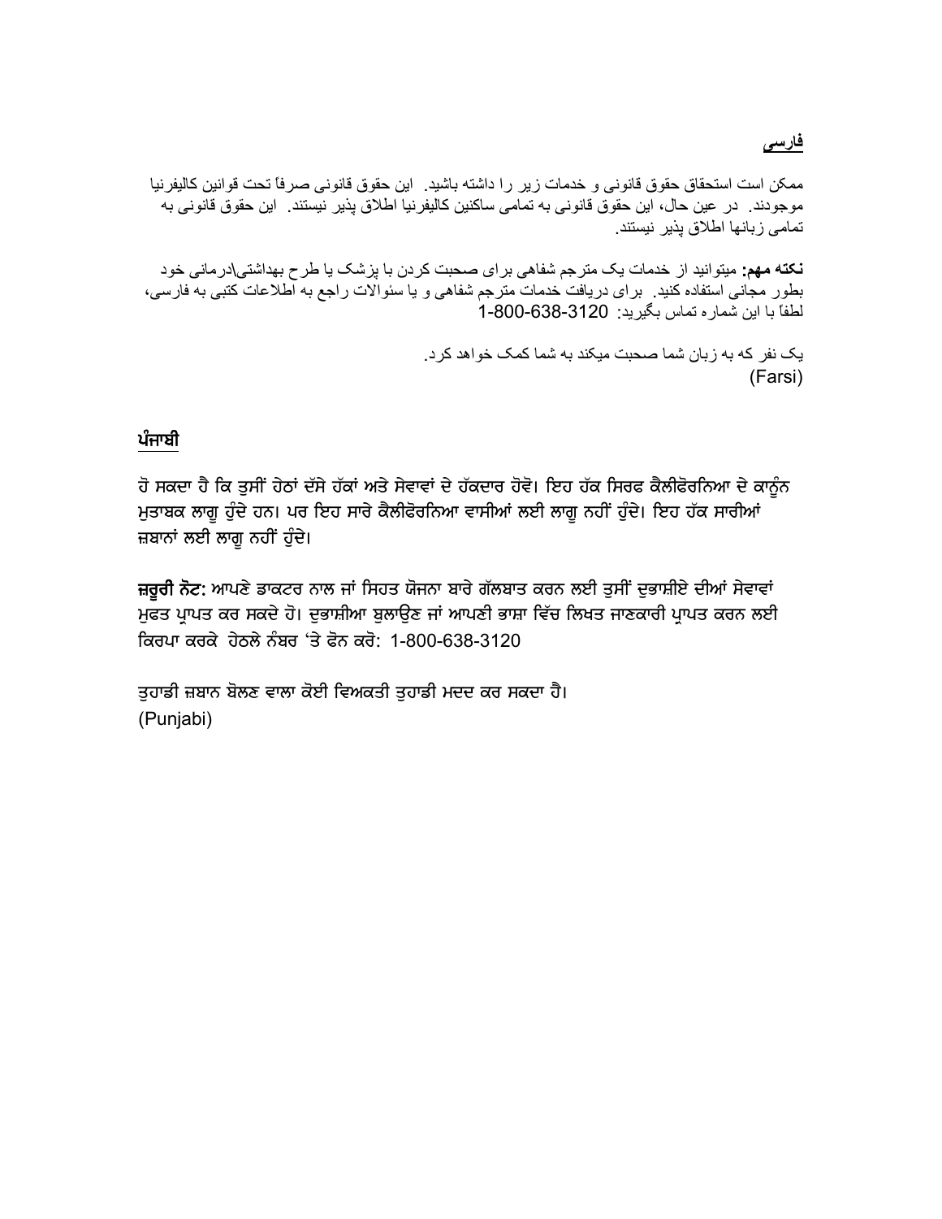## فارسی

ممکن است استحقاق حقوق قانونی و خدمات زیر را داشته باشید. این حقوق قانونی صرفاً تحت قوانین کالیفرنیا موجودند. در عین حال، این حقوق قانونی به تمامی ساکنین کالیفرنیا اطلاق پذیر نیستند. این حقوق قانونی به تمامی زبانها اطلاق پذیر نیستند.

**نکته مهم:** میتوانید از خدمات یک مترجم شفاهی برای صحبت کردن با پزشک یا طرح بهداشتی\درمانی خود بطور مجانی استفاده کنید. برای دریافت خدمات مترجم شفاهی و یا سئوالات راجع به اطلاعات کتبی به فارسی، لطفاً با این شماره تماس بگیرید: 1-800-638-3120

یک نفر که به زبان شما صحبت میکند به شما کمک خواهد کرد.
(Farsi)

## ਪੰਜਾਬੀ

ਹੋ ਸਕਦਾ ਹੈ ਕਿ ਤੁਸੀਂ ਹੇਠਾਂ ਦੱਸੇ ਹੱਕਾਂ ਅਤੇ ਸੇਵਾਵਾਂ ਦੇ ਹੱਕਦਾਰ ਹੋਵੋ। ਇਹ ਹੱਕ ਸਿਰਫ ਕੈਲੀਫੋਰਨਿਆ ਦੇ ਕਾਨੂੰਨ ਮੁਤਾਬਕ ਲਾਗੂ ਹੁੰਦੇ ਹਨ। ਪਰ ਇਹ ਸਾਰੇ ਕੈਲੀਫੋਰਨਿਆ ਵਾਸੀਆਂ ਲਈ ਲਾਗੂ ਨਹੀਂ ਹੁੰਦੇ। ਇਹ ਹੱਕ ਸਾਰੀਆਂ ਜ਼ਬਾਨਾਂ ਲਈ ਲਾਗੂ ਨਹੀਂ ਹੁੰਦੇ।

**ਜ਼ਰੂਰੀ ਨੋਟ:** ਆਪਣੇ ਡਾਕਟਰ ਨਾਲ ਜਾਂ ਸਿਹਤ ਯੋਜਨਾ ਬਾਰੇ ਗੱਲਬਾਤ ਕਰਨ ਲਈ ਤੁਸੀਂ ਦੁਭਾਸ਼ੀਏ ਦੀਆਂ ਸੇਵਾਵਾਂ ਮੁਫਤ ਪ੍ਰਾਪਤ ਕਰ ਸਕਦੇ ਹੋ। ਦੁਭਾਸ਼ੀਆ ਬੁਲਾਉਣ ਜਾਂ ਆਪਣੀ ਭਾਸ਼ਾ ਵਿੱਚ ਲਿਖਤ ਜਾਣਕਾਰੀ ਪ੍ਰਾਪਤ ਕਰਨ ਲਈ ਕਿਰਪਾ ਕਰਕੇ ਹੇਠਲੇ ਨੰਬਰ 'ਤੇ ਫੋਨ ਕਰੋ: 1-800-638-3120

ਤੁਹਾਡੀ ਜ਼ਬਾਨ ਬੋਲਣ ਵਾਲਾ ਕੋਈ ਵਿਅਕਤੀ ਤੁਹਾਡੀ ਮਦਦ ਕਰ ਸਕਦਾ ਹੈ।
(Punjabi)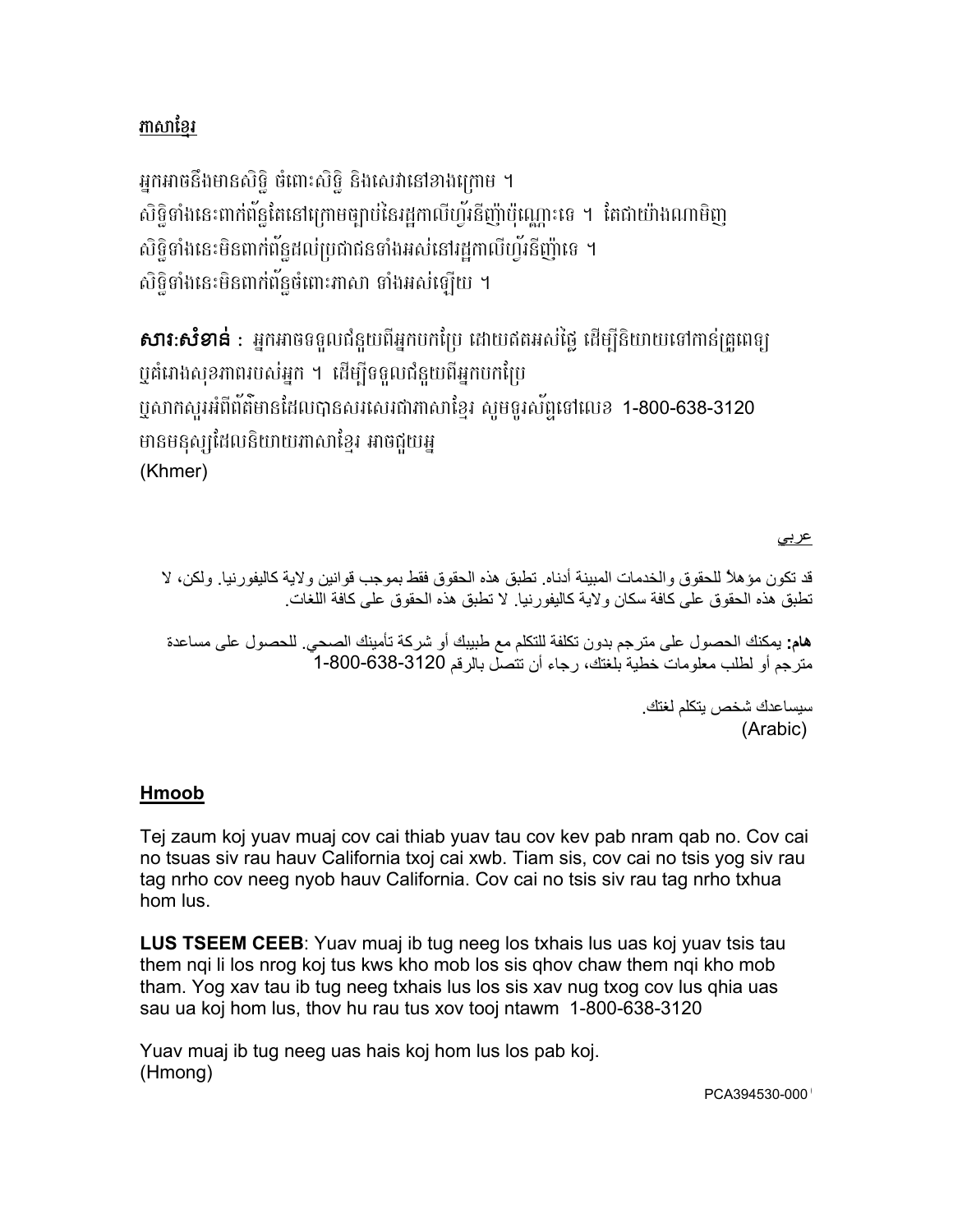<u>ភាសាខ្មែរ</u>

អ្នកអាចនឹងមានសិទ្ធិ ចំពោះសិទ្ធិ និងសេវានៅខាងក្រោម ។ សិទ្ធិទាំងនេះពាក់ព័ន្ធតែនៅក្រោមច្បាប់នៃរដ្ឋកាលីហ្វ័រនីញ៉ាប៉ុណ្ណោះទេ ។ តែជាយ៉ាងណាមិញ សិទ្ធិទាំងនេះមិនពាក់ព័ន្ធដល់ប្រជាជនទាំងអស់នៅរដ្ឋកាលីហ្វ័រនីញ៉ាទេ ។ សិទ្ធិទាំងនេះមិនពាក់ព័ន្ធចំពោះភាសា ទាំងអស់ឡើយ ។

**សារៈសំខាន់** : អ្នកអាចទទួលជំនួយពីអ្នកបកប្រែ ដោយឥតអស់ថ្លៃ ដើម្បីនិយាយទៅកាន់គ្រូពេទ្យ ឬគំរោងសុខភាពរបស់អ្នក ។ ដើម្បីទទួលជំនួយពីអ្នកបកប្រែ ឬសាកសួរអំពីព័ត៌មានដែលបានសរសេរជាភាសាខ្មែរ សូមទូរស័ព្ទទៅលេខ 1-800-638-3120 មានមនុស្សដែលនិយាយភាសាខ្មែរ អាចជួយអ្នក
(Khmer)

<u>عربي</u>

قد تكون مؤهلاً للحقوق والخدمات المبينة أدناه. تطبق هذه الحقوق فقط بموجب قوانين ولاية كاليفورنيا. ولكن، لا تطبق هذه الحقوق على كافة سكان ولاية كاليفورنيا. لا تطبق هذه الحقوق على كافة اللغات.

**هام:** يمكنك الحصول على مترجم بدون تكلفة للتكلم مع طبيبك أو شركة تأمينك الصحي. للحصول على مساعدة مترجم أو لطلب معلومات خطية بلغتك، رجاء أن تتصل بالرقم 1-800-638-3120

سيساعدك شخص يتكلم لغتك.
(Arabic)

**<u>Hmoob</u>**

Tej zaum koj yuav muaj cov cai thiab yuav tau cov kev pab nram qab no. Cov cai no tsuas siv rau hauv California txoj cai xwb. Tiam sis, cov cai no tsis yog siv rau tag nrho cov neeg nyob hauv California. Cov cai no tsis siv rau tag nrho txhua hom lus.

**LUS TSEEM CEEB**: Yuav muaj ib tug neeg los txhais lus uas koj yuav tsis tau them nqi li los nrog koj tus kws kho mob los sis qhov chaw them nqi kho mob tham. Yog xav tau ib tug neeg txhais lus los sis xav nug txog cov lus qhia uas sau ua koj hom lus, thov hu rau tus xov tooj ntawm 1-800-638-3120

Yuav muaj ib tug neeg uas hais koj hom lus los pab koj.
(Hmong)

PCA394530-000